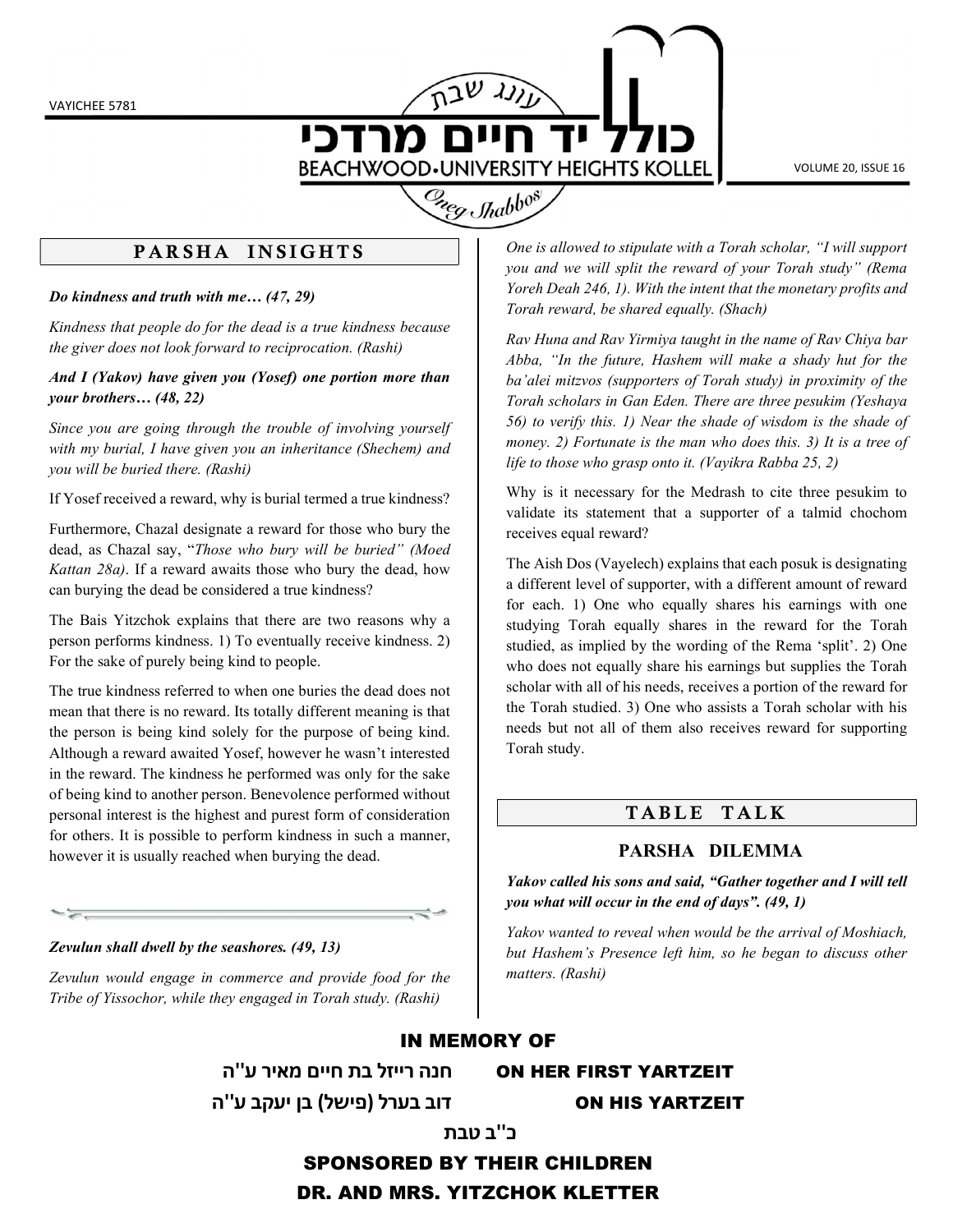# כולל יד חיים מרדכי

עונג שבת

BEACHWOOD•UNIVERSITY HEIGHTS KOLLEL

Oneg Shabbos

VAYICHEE 5781

VOLUME 20, ISSUE 16

## PARSHA INSIGHTS

***Do kindness and truth with me… (47, 29)***

*Kindness that people do for the dead is a true kindness because the giver does not look forward to reciprocation. (Rashi)*

***And I (Yakov) have given you (Yosef) one portion more than your brothers… (48, 22)***

*Since you are going through the trouble of involving yourself with my burial, I have given you an inheritance (Shechem) and you will be buried there. (Rashi)*

If Yosef received a reward, why is burial termed a true kindness?

Furthermore, Chazal designate a reward for those who bury the dead, as Chazal say, "*Those who bury will be buried" (Moed Kattan 28a)*. If a reward awaits those who bury the dead, how can burying the dead be considered a true kindness?

The Bais Yitzchok explains that there are two reasons why a person performs kindness. 1) To eventually receive kindness. 2) For the sake of purely being kind to people.

The true kindness referred to when one buries the dead does not mean that there is no reward. Its totally different meaning is that the person is being kind solely for the purpose of being kind. Although a reward awaited Yosef, however he wasn't interested in the reward. The kindness he performed was only for the sake of being kind to another person. Benevolence performed without personal interest is the highest and purest form of consideration for others. It is possible to perform kindness in such a manner, however it is usually reached when burying the dead.

***Zevulun shall dwell by the seashores. (49, 13)***

*Zevulun would engage in commerce and provide food for the Tribe of Yissochor, while they engaged in Torah study. (Rashi)*

*One is allowed to stipulate with a Torah scholar, "I will support you and we will split the reward of your Torah study" (Rema Yoreh Deah 246, 1). With the intent that the monetary profits and Torah reward, be shared equally. (Shach)*

*Rav Huna and Rav Yirmiya taught in the name of Rav Chiya bar Abba, "In the future, Hashem will make a shady hut for the ba'alei mitzvos (supporters of Torah study) in proximity of the Torah scholars in Gan Eden. There are three pesukim (Yeshaya 56) to verify this. 1) Near the shade of wisdom is the shade of money. 2) Fortunate is the man who does this. 3) It is a tree of life to those who grasp onto it. (Vayikra Rabba 25, 2)*

Why is it necessary for the Medrash to cite three pesukim to validate its statement that a supporter of a talmid chochom receives equal reward?

The Aish Dos (Vayelech) explains that each posuk is designating a different level of supporter, with a different amount of reward for each. 1) One who equally shares his earnings with one studying Torah equally shares in the reward for the Torah studied, as implied by the wording of the Rema 'split'. 2) One who does not equally share his earnings but supplies the Torah scholar with all of his needs, receives a portion of the reward for the Torah studied. 3) One who assists a Torah scholar with his needs but not all of them also receives reward for supporting Torah study.

## TABLE TALK

### PARSHA DILEMMA

***Yakov called his sons and said, "Gather together and I will tell you what will occur in the end of days". (49, 1)***

*Yakov wanted to reveal when would be the arrival of Moshiach, but Hashem's Presence left him, so he began to discuss other matters. (Rashi)*

**IN MEMORY OF**

**חנה רייזל בת חיים מאיר ע"ה** ON HER FIRST YARTZEIT

**דוב בערל (פישל) בן יעקב ע"ה** ON HIS YARTZEIT

**כ"ב טבת**

**SPONSORED BY THEIR CHILDREN**

**DR. AND MRS. YITZCHOK KLETTER**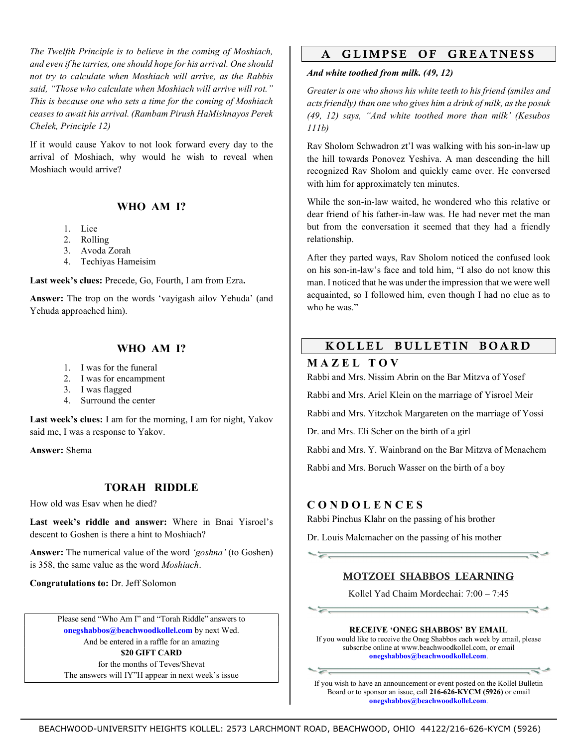*The Twelfth Principle is to believe in the coming of Moshiach, and even if he tarries, one should hope for his arrival. One should not try to calculate when Moshiach will arrive, as the Rabbis said, "Those who calculate when Moshiach will arrive will rot." This is because one who sets a time for the coming of Moshiach ceases to await his arrival. (Rambam Pirush HaMishnayos Perek Chelek, Principle 12)*

If it would cause Yakov to not look forward every day to the arrival of Moshiach, why would he wish to reveal when Moshiach would arrive?

## WHO AM I?

1. Lice
2. Rolling
3. Avoda Zorah
4. Techiyas Hameisim

**Last week's clues:** Precede, Go, Fourth, I am from Ezra**.**

**Answer:** The trop on the words 'vayigash ailov Yehuda' (and Yehuda approached him).

## WHO AM I?

1. I was for the funeral
2. I was for encampment
3. I was flagged
4. Surround the center

**Last week's clues:** I am for the morning, I am for night, Yakov said me, I was a response to Yakov.

**Answer:** Shema

## TORAH RIDDLE

How old was Esav when he died?

**Last week's riddle and answer:** Where in Bnai Yisroel's descent to Goshen is there a hint to Moshiach?

**Answer:** The numerical value of the word *'goshna'* (to Goshen) is 358, the same value as the word *Moshiach*.

**Congratulations to:** Dr. Jeff Solomon

Please send "Who Am I" and "Torah Riddle" answers to
**onegshabbos@beachwoodkollel.com** by next Wed.
And be entered in a raffle for an amazing
**$20 GIFT CARD**
for the months of Teves/Shevat
The answers will IY"H appear in next week's issue

## A GLIMPSE OF GREATNESS

***And white toothed from milk. (49, 12)***

*Greater is one who shows his white teeth to his friend (smiles and acts friendly) than one who gives him a drink of milk, as the posuk (49, 12) says, "And white toothed more than milk' (Kesubos 111b)*

Rav Sholom Schwadron zt'l was walking with his son-in-law up the hill towards Ponovez Yeshiva. A man descending the hill recognized Rav Sholom and quickly came over. He conversed with him for approximately ten minutes.

While the son-in-law waited, he wondered who this relative or dear friend of his father-in-law was. He had never met the man but from the conversation it seemed that they had a friendly relationship.

After they parted ways, Rav Sholom noticed the confused look on his son-in-law's face and told him, "I also do not know this man. I noticed that he was under the impression that we were well acquainted, so I followed him, even though I had no clue as to who he was."

## KOLLEL BULLETIN BOARD

### MAZEL TOV

Rabbi and Mrs. Nissim Abrin on the Bar Mitzva of Yosef

Rabbi and Mrs. Ariel Klein on the marriage of Yisroel Meir

Rabbi and Mrs. Yitzchok Margareten on the marriage of Yossi

Dr. and Mrs. Eli Scher on the birth of a girl

Rabbi and Mrs. Y. Wainbrand on the Bar Mitzva of Menachem

Rabbi and Mrs. Boruch Wasser on the birth of a boy

### CONDOLENCES

Rabbi Pinchus Klahr on the passing of his brother

Dr. Louis Malcmacher on the passing of his mother

### MOTZOEI SHABBOS LEARNING

Kollel Yad Chaim Mordechai: 7:00 – 7:45

**RECEIVE 'ONEG SHABBOS' BY EMAIL**

If you would like to receive the Oneg Shabbos each week by email, please subscribe online at www.beachwoodkollel.com, or email **onegshabbos@beachwoodkollel.com**.

If you wish to have an announcement or event posted on the Kollel Bulletin Board or to sponsor an issue, call **216-626-KYCM (5926)** or email **onegshabbos@beachwoodkollel.com**.

BEACHWOOD-UNIVERSITY HEIGHTS KOLLEL: 2573 LARCHMONT ROAD, BEACHWOOD, OHIO 44122/216-626-KYCM (5926)